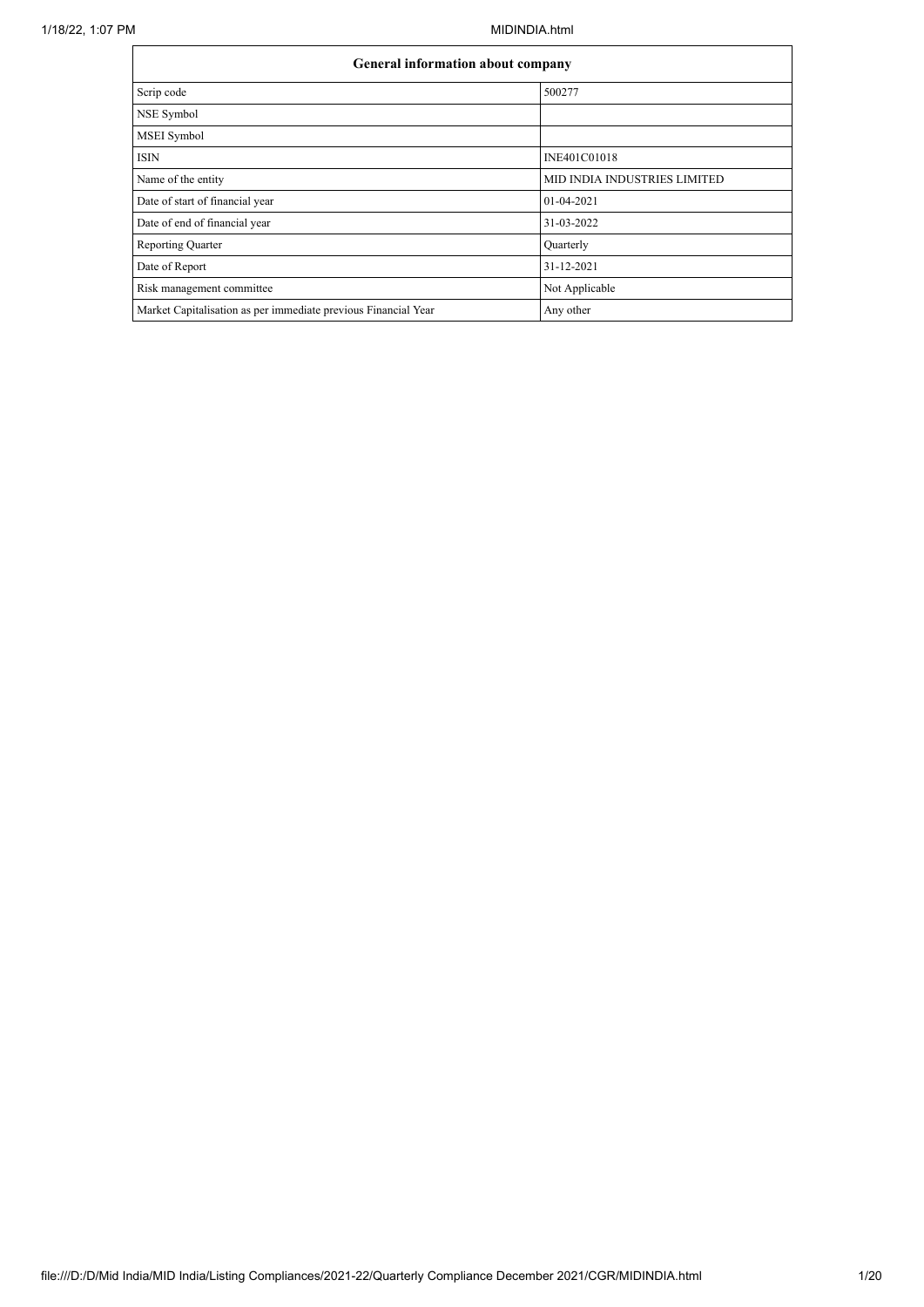| General information about company | |
|---|---|
| Scrip code | 500277 |
| NSE Symbol | |
| MSEI Symbol | |
| ISIN | INE401C01018 |
| Name of the entity | MID INDIA INDUSTRIES LIMITED |
| Date of start of financial year | 01-04-2021 |
| Date of end of financial year | 31-03-2022 |
| Reporting Quarter | Quarterly |
| Date of Report | 31-12-2021 |
| Risk management committee | Not Applicable |
| Market Capitalisation as per immediate previous Financial Year | Any other |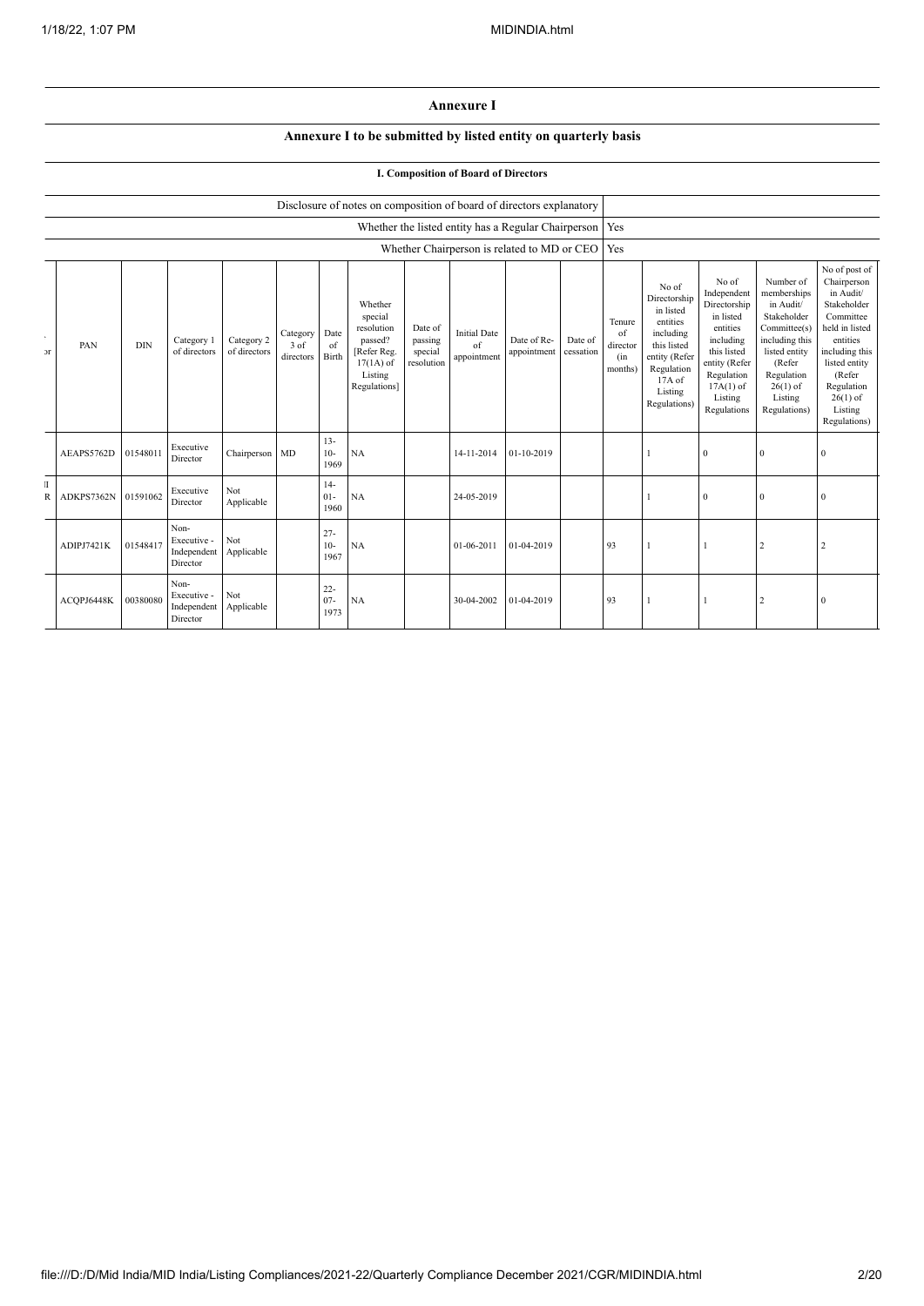# Annexure I

## Annexure I to be submitted by listed entity on quarterly basis

### I. Composition of Board of Directors

| Disclosure of notes on composition of board of directors explanatory | |
|---|---|
| Whether the listed entity has a Regular Chairperson | Yes |
| Whether Chairperson is related to MD or CEO | Yes |

| PAN | DIN | Category 1 of directors | Category 2 of directors | Category 3 of directors | Date of Birth | Whether special resolution passed? [Refer Reg. 17(1A) of Listing Regulations] | Date of passing special resolution | Initial Date of appointment | Date of Re-appointment | Date of cessation | Tenure of director (in months) | No of Directorship in listed entities including this listed entity (Refer Regulation 17A of Listing Regulations) | No of Independent Directorship in listed entities including this listed entity (Refer Regulation 17A(1) of Listing Regulations | Number of memberships in Audit/ Stakeholder Committee(s) including this listed entity (Refer Regulation 26(1) of Listing Regulations) | No of post of Chairperson in Audit/ Stakeholder Committee held in listed entities including this listed entity (Refer Regulation 26(1) of Listing Regulations) |
|---|---|---|---|---|---|---|---|---|---|---|---|---|---|---|---|
| AEAPS5762D | 01548011 | Executive Director | Chairperson | MD | 13-10-1969 | NA | | 14-11-2014 | 01-10-2019 | | | 1 | 0 | 0 | 0 |
| ADKPS7362N | 01591062 | Executive Director | Not Applicable | | 14-01-1960 | NA | | 24-05-2019 | | | | 1 | 0 | 0 | 0 |
| ADIPJ7421K | 01548417 | Non-Executive - Independent Director | Not Applicable | | 27-10-1967 | NA | | 01-06-2011 | 01-04-2019 | | 93 | 1 | 1 | 2 | 2 |
| ACQPJ6448K | 00380080 | Non-Executive - Independent Director | Not Applicable | | 22-07-1973 | NA | | 30-04-2002 | 01-04-2019 | | 93 | 1 | 1 | 2 | 0 |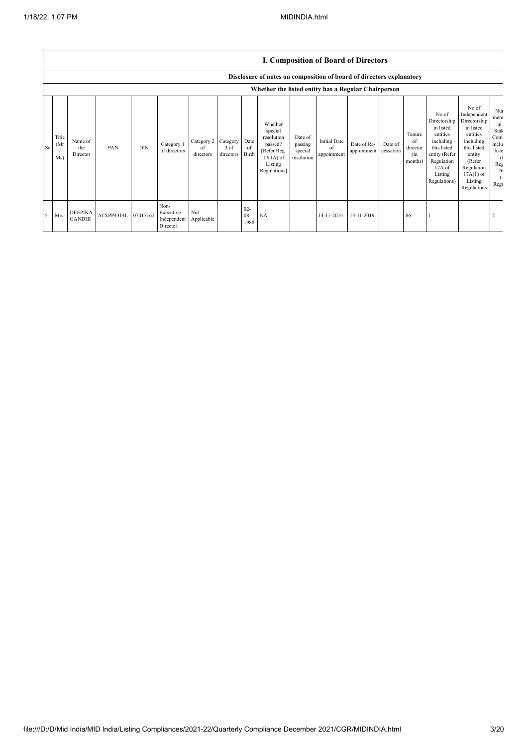## I. Composition of Board of Directors

### Disclosure of notes on composition of board of directors explanatory

### Whether the listed entity has a Regular Chairperson

| Sr | Title (Mr / Ms) | Name of the Director | PAN | DIN | Category 1 of directors | Category 2 of directors | Category 3 of directors | Date of Birth | Whether special resolution passed? [Refer Reg. 17(1A) of Listing Regulations] | Date of passing special resolution | Initial Date of appointment | Date of Re-appointment | Date of cessation | Tenure of director (in months) | No of Directorship in listed entities including this listed entity (Refer Regulation 17A of Listing Regulations) | No of Independent Directorship in listed entities including this listed entity (Refer Regulation 17A(1) of Listing Regulations | Nu mem in Stak Com inclu liste (I Reg 26 L Regu |
|---|---|---|---|---|---|---|---|---|---|---|---|---|---|---|---|---|---|
| 5 | Mrs | DEEPIKA GANDHI | ATXPP4314L | 07017162 | Non-Executive - Independent Director | Not Applicable | | 02-08-1988 | NA | | 14-11-2014 | 14-11-2019 | | 86 | 1 | 1 | 2 |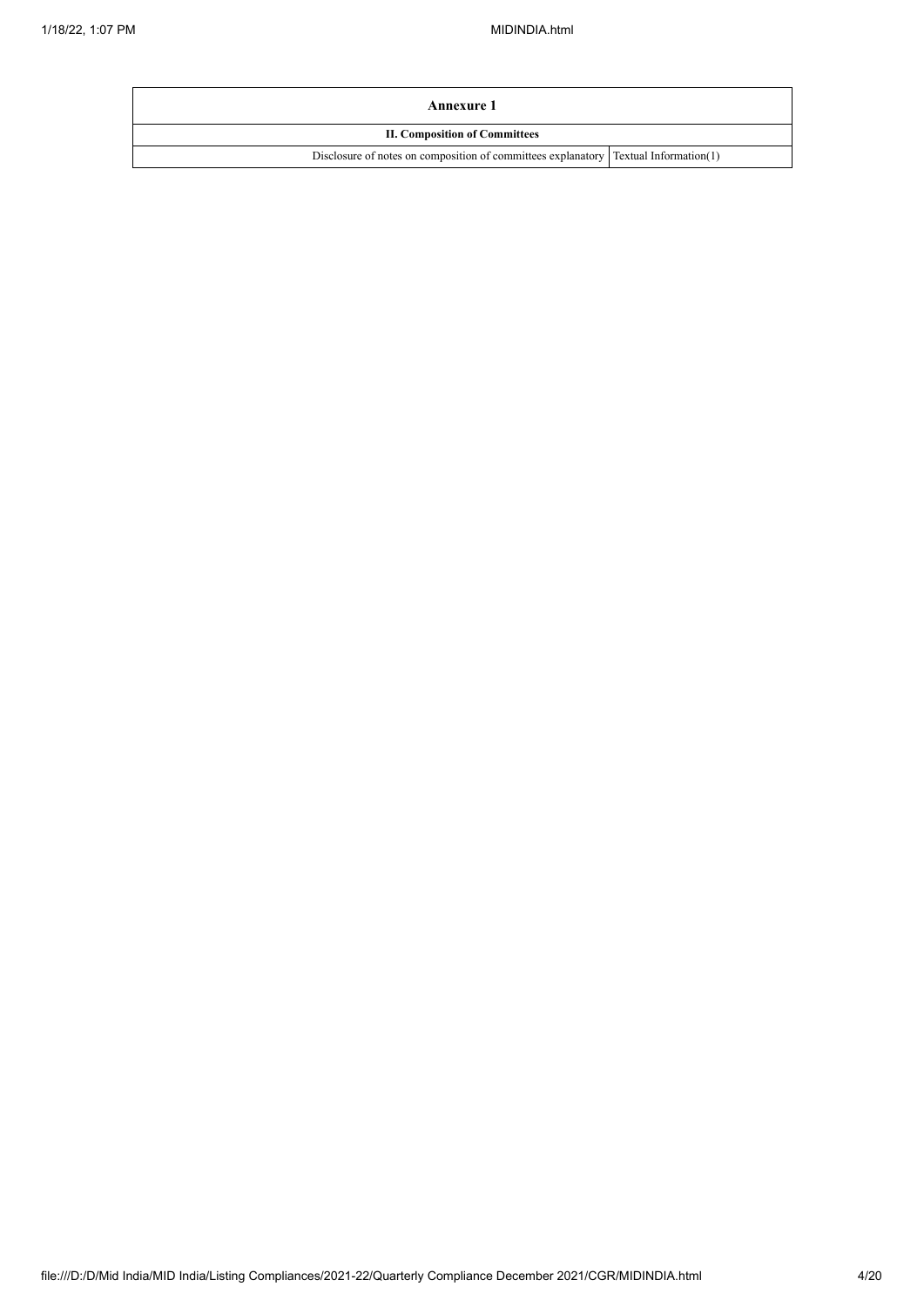| Annexure 1 | |
|---|---|
| **II. Composition of Committees** | |
| Disclosure of notes on composition of committees explanatory | Textual Information(1) |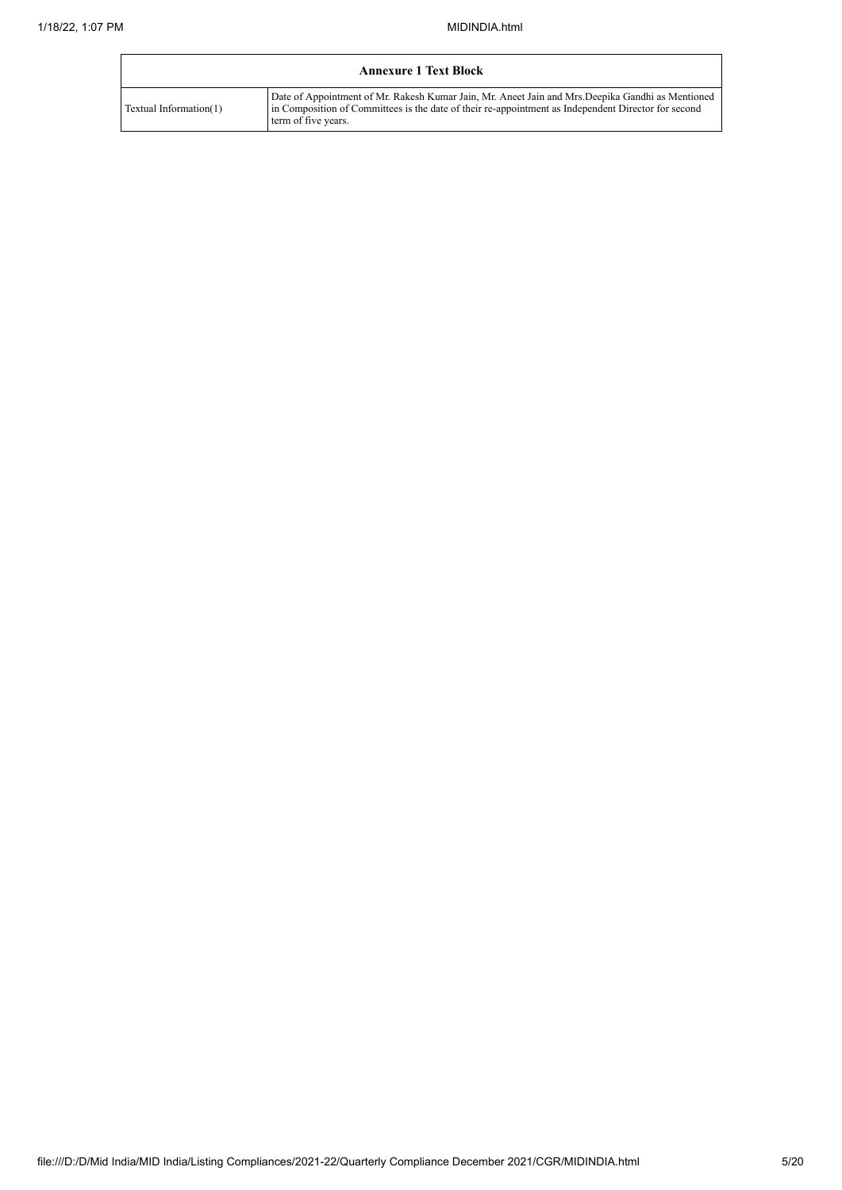| Annexure 1 Text Block | |
|---|---|
| Textual Information(1) | Date of Appointment of Mr. Rakesh Kumar Jain, Mr. Aneet Jain and Mrs.Deepika Gandhi as Mentioned in Composition of Committees is the date of their re-appointment as Independent Director for second term of five years. |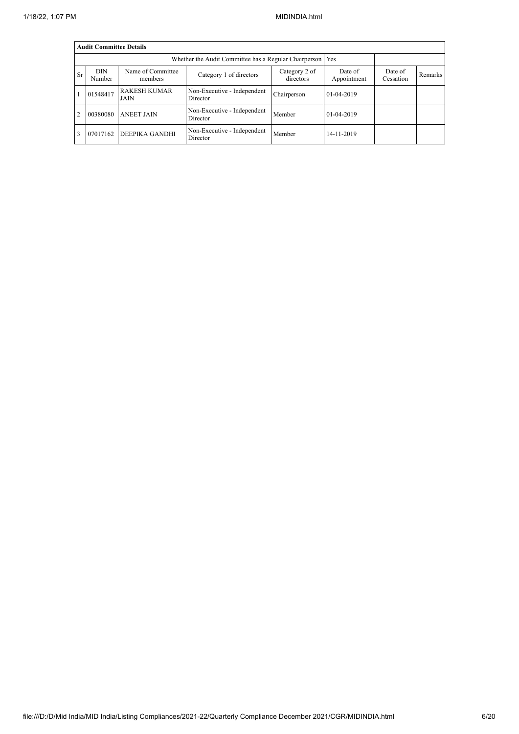| Audit Committee Details | | | | | | | |
|---|---|---|---|---|---|---|---|
| Whether the Audit Committee has a Regular Chairperson | | | | | Yes | | |
| Sr | DIN Number | Name of Committee members | Category 1 of directors | Category 2 of directors | Date of Appointment | Date of Cessation | Remarks |
| 1 | 01548417 | RAKESH KUMAR JAIN | Non-Executive - Independent Director | Chairperson | 01-04-2019 | | |
| 2 | 00380080 | ANEET JAIN | Non-Executive - Independent Director | Member | 01-04-2019 | | |
| 3 | 07017162 | DEEPIKA GANDHI | Non-Executive - Independent Director | Member | 14-11-2019 | | |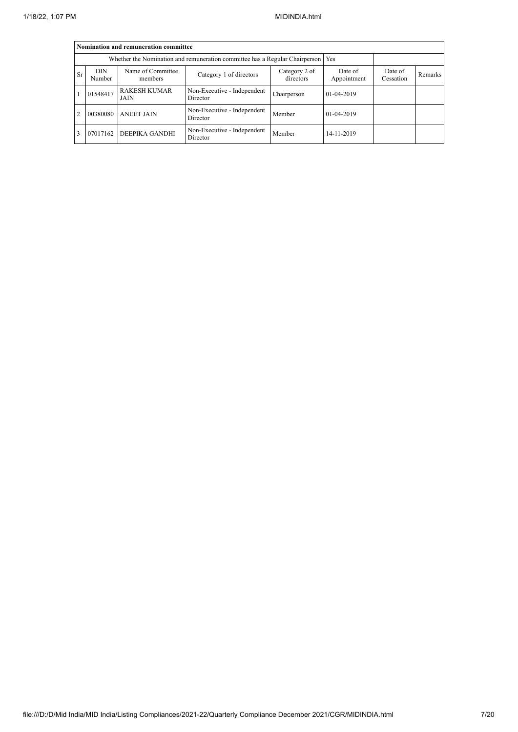| Nomination and remuneration committee | | | | | | | |
|---|---|---|---|---|---|---|---|
| Whether the Nomination and remuneration committee has a Regular Chairperson | | | | | Yes | | |
| Sr | DIN Number | Name of Committee members | Category 1 of directors | Category 2 of directors | Date of Appointment | Date of Cessation | Remarks |
| 1 | 01548417 | RAKESH KUMAR JAIN | Non-Executive - Independent Director | Chairperson | 01-04-2019 | | |
| 2 | 00380080 | ANEET JAIN | Non-Executive - Independent Director | Member | 01-04-2019 | | |
| 3 | 07017162 | DEEPIKA GANDHI | Non-Executive - Independent Director | Member | 14-11-2019 | | |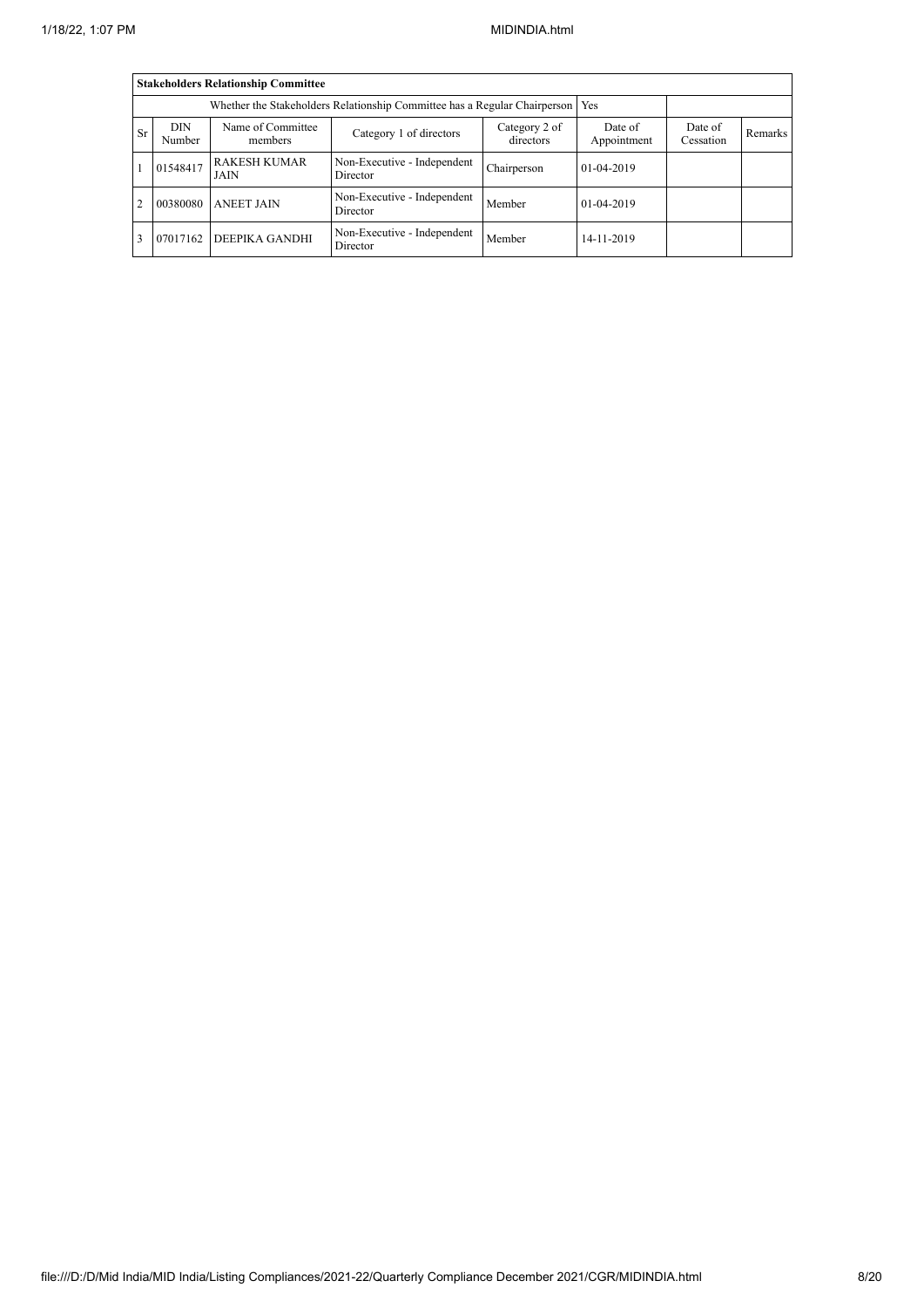| **Stakeholders Relationship Committee** | | | | | | | |
|---|---|---|---|---|---|---|---|
| Whether the Stakeholders Relationship Committee has a Regular Chairperson | | | | | Yes | | |
| Sr | DIN Number | Name of Committee members | Category 1 of directors | Category 2 of directors | Date of Appointment | Date of Cessation | Remarks |
| 1 | 01548417 | RAKESH KUMAR JAIN | Non-Executive - Independent Director | Chairperson | 01-04-2019 | | |
| 2 | 00380080 | ANEET JAIN | Non-Executive - Independent Director | Member | 01-04-2019 | | |
| 3 | 07017162 | DEEPIKA GANDHI | Non-Executive - Independent Director | Member | 14-11-2019 | | |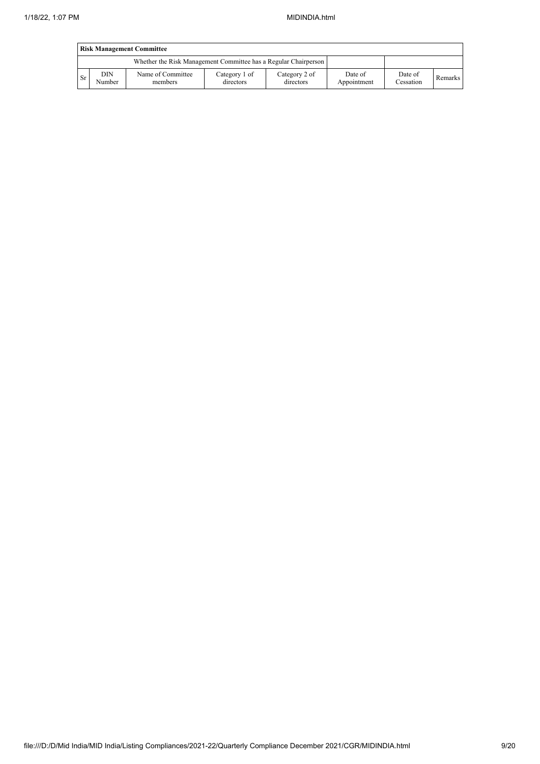| Risk Management Committee | | | | | | | |
|---|---|---|---|---|---|---|---|
| Whether the Risk Management Committee has a Regular Chairperson | | | | | | | |
| Sr | DIN Number | Name of Committee members | Category 1 of directors | Category 2 of directors | Date of Appointment | Date of Cessation | Remarks |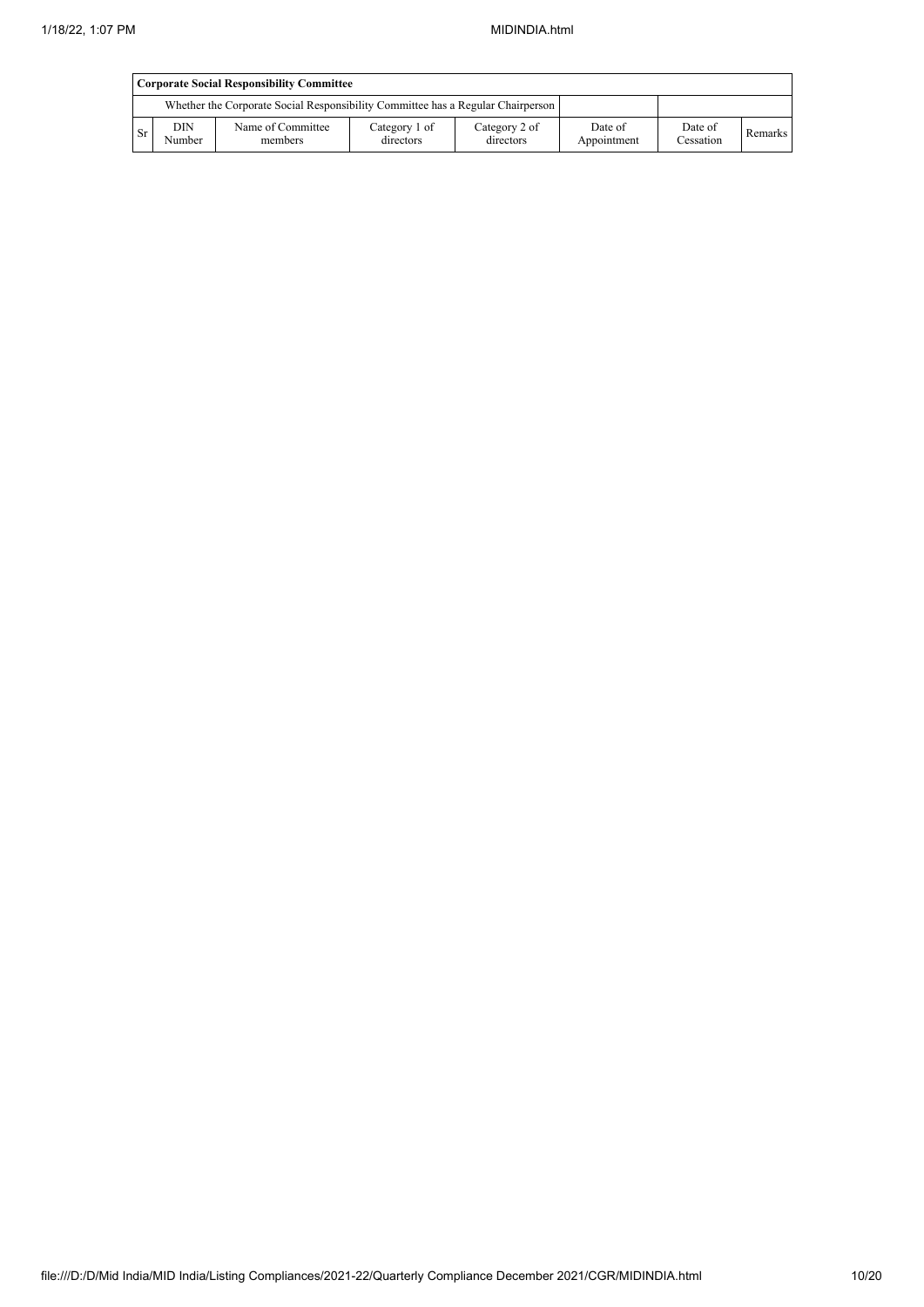| Corporate Social Responsibility Committee | | | | | | | |
|---|---|---|---|---|---|---|---|
| Whether the Corporate Social Responsibility Committee has a Regular Chairperson | | | | | | | |
| Sr | DIN Number | Name of Committee members | Category 1 of directors | Category 2 of directors | Date of Appointment | Date of Cessation | Remarks |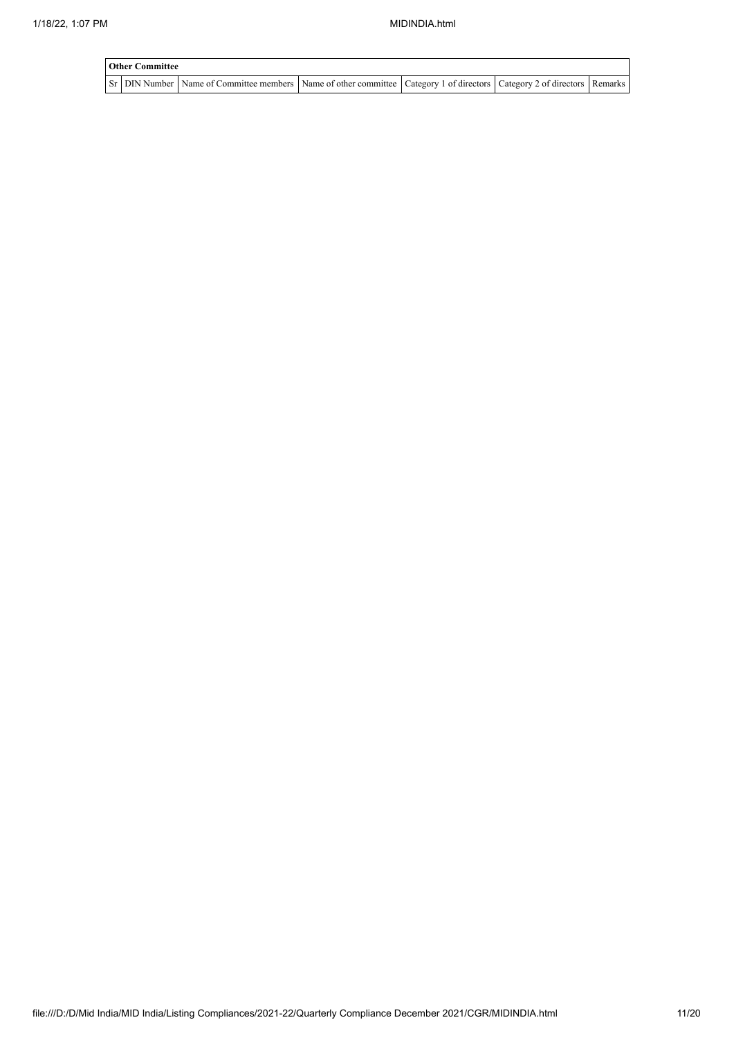| Other Committee | | | | | | |
|---|---|---|---|---|---|---|
| Sr | DIN Number | Name of Committee members | Name of other committee | Category 1 of directors | Category 2 of directors | Remarks |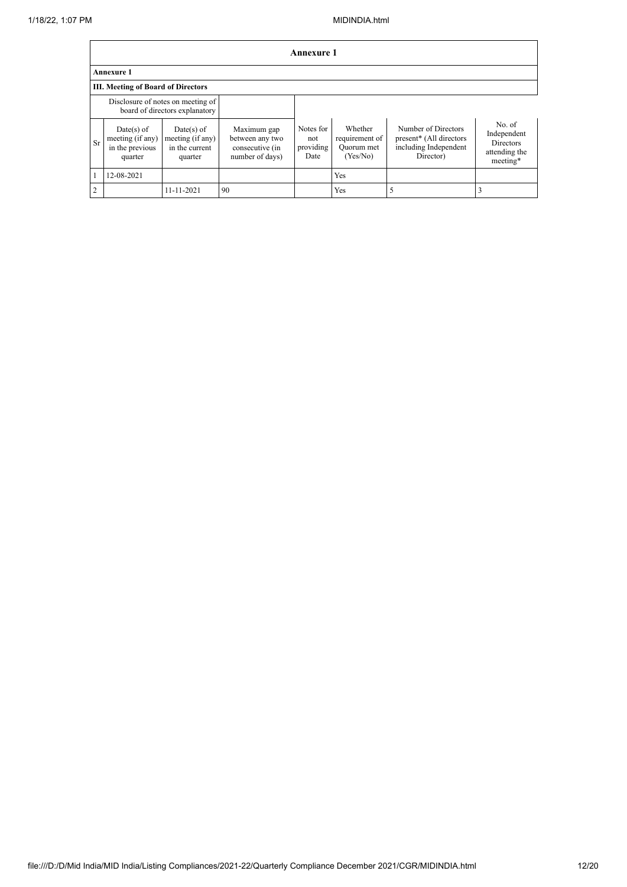# Annexure 1

## Annexure 1

### III. Meeting of Board of Directors

| Disclosure of notes on meeting of board of directors explanatory | | | | | | | |
|---|---|---|---|---|---|---|---|
| Sr | Date(s) of meeting (if any) in the previous quarter | Date(s) of meeting (if any) in the current quarter | Maximum gap between any two consecutive (in number of days) | Notes for not providing Date | Whether requirement of Quorum met (Yes/No) | Number of Directors present* (All directors including Independent Director) | No. of Independent Directors attending the meeting* |
| 1 | 12-08-2021 | | | | Yes | | |
| 2 | | 11-11-2021 | 90 | | Yes | 5 | 3 |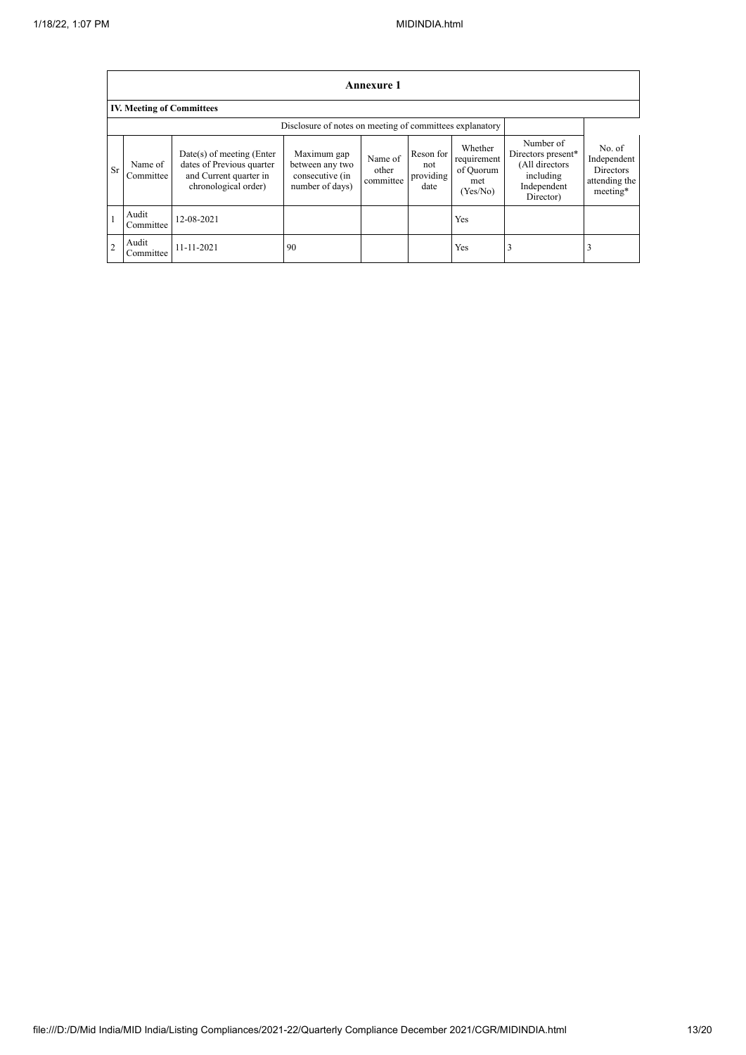**Annexure 1**

**IV. Meeting of Committees**

| | | | Disclosure of notes on meeting of committees explanatory | | | | | |
|---|---|---|---|---|---|---|---|---|
| Sr | Name of Committee | Date(s) of meeting (Enter dates of Previous quarter and Current quarter in chronological order) | Maximum gap between any two consecutive (in number of days) | Name of other committee | Reson for not providing date | Whether requirement of Quorum met (Yes/No) | Number of Directors present* (All directors including Independent Director) | No. of Independent Directors attending the meeting* |
| 1 | Audit Committee | 12-08-2021 | | | | Yes | | |
| 2 | Audit Committee | 11-11-2021 | 90 | | | Yes | 3 | 3 |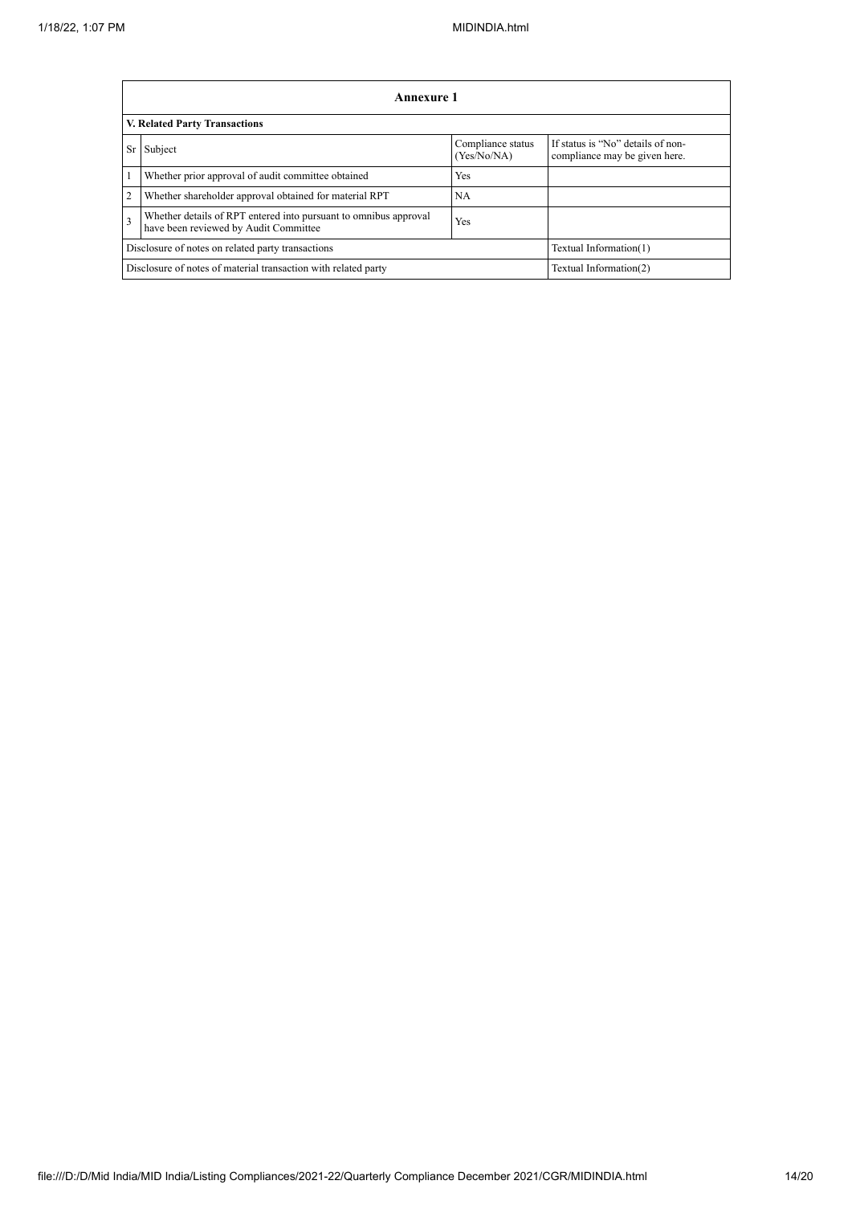| Annexure 1 | | | |
|---|---|---|---|
| **V. Related Party Transactions** | | | |
| Sr | Subject | Compliance status (Yes/No/NA) | If status is "No" details of non-compliance may be given here. |
| 1 | Whether prior approval of audit committee obtained | Yes | |
| 2 | Whether shareholder approval obtained for material RPT | NA | |
| 3 | Whether details of RPT entered into pursuant to omnibus approval have been reviewed by Audit Committee | Yes | |
| Disclosure of notes on related party transactions | | | Textual Information(1) |
| Disclosure of notes of material transaction with related party | | | Textual Information(2) |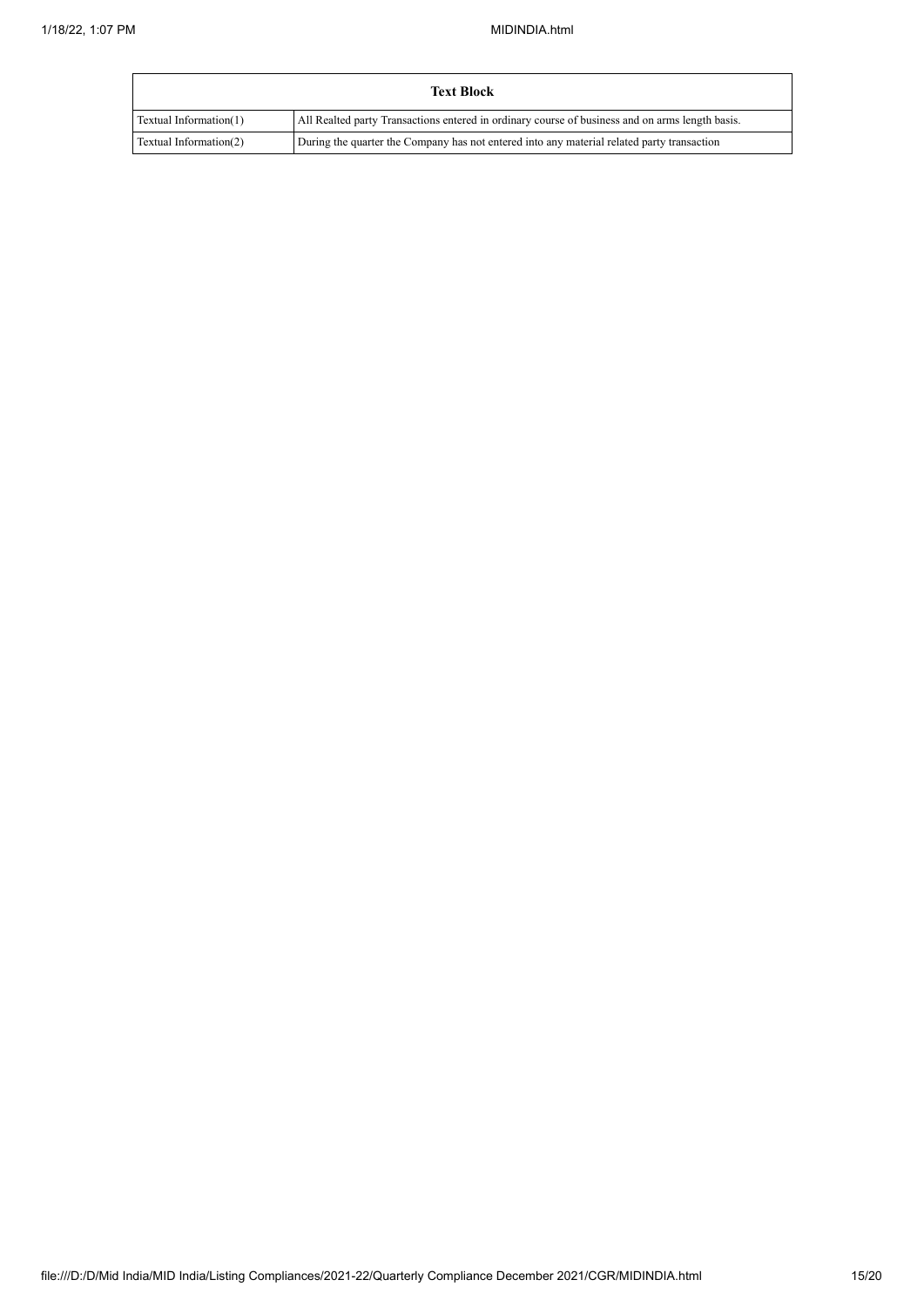| Text Block | |
| --- | --- |
| Textual Information(1) | All Realted party Transactions entered in ordinary course of business and on arms length basis. |
| Textual Information(2) | During the quarter the Company has not entered into any material related party transaction |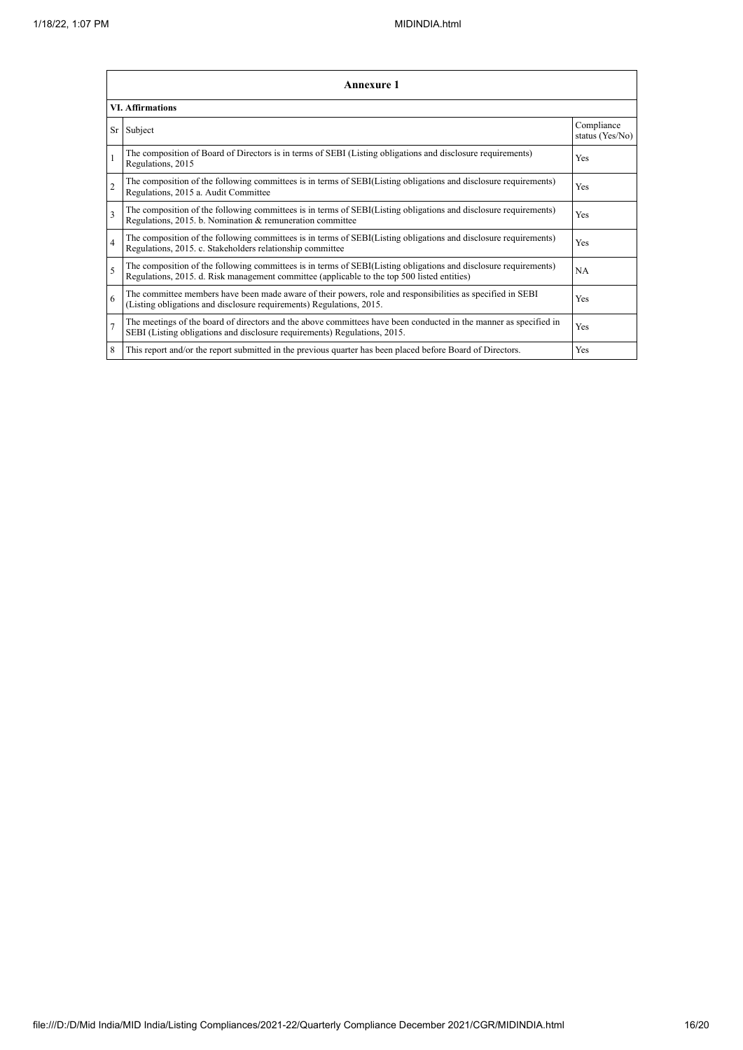## Annexure 1

### VI. Affirmations

| Sr | Subject | Compliance status (Yes/No) |
|---|---|---|
| 1 | The composition of Board of Directors is in terms of SEBI (Listing obligations and disclosure requirements) Regulations, 2015 | Yes |
| 2 | The composition of the following committees is in terms of SEBI(Listing obligations and disclosure requirements) Regulations, 2015 a. Audit Committee | Yes |
| 3 | The composition of the following committees is in terms of SEBI(Listing obligations and disclosure requirements) Regulations, 2015. b. Nomination & remuneration committee | Yes |
| 4 | The composition of the following committees is in terms of SEBI(Listing obligations and disclosure requirements) Regulations, 2015. c. Stakeholders relationship committee | Yes |
| 5 | The composition of the following committees is in terms of SEBI(Listing obligations and disclosure requirements) Regulations, 2015. d. Risk management committee (applicable to the top 500 listed entities) | NA |
| 6 | The committee members have been made aware of their powers, role and responsibilities as specified in SEBI (Listing obligations and disclosure requirements) Regulations, 2015. | Yes |
| 7 | The meetings of the board of directors and the above committees have been conducted in the manner as specified in SEBI (Listing obligations and disclosure requirements) Regulations, 2015. | Yes |
| 8 | This report and/or the report submitted in the previous quarter has been placed before Board of Directors. | Yes |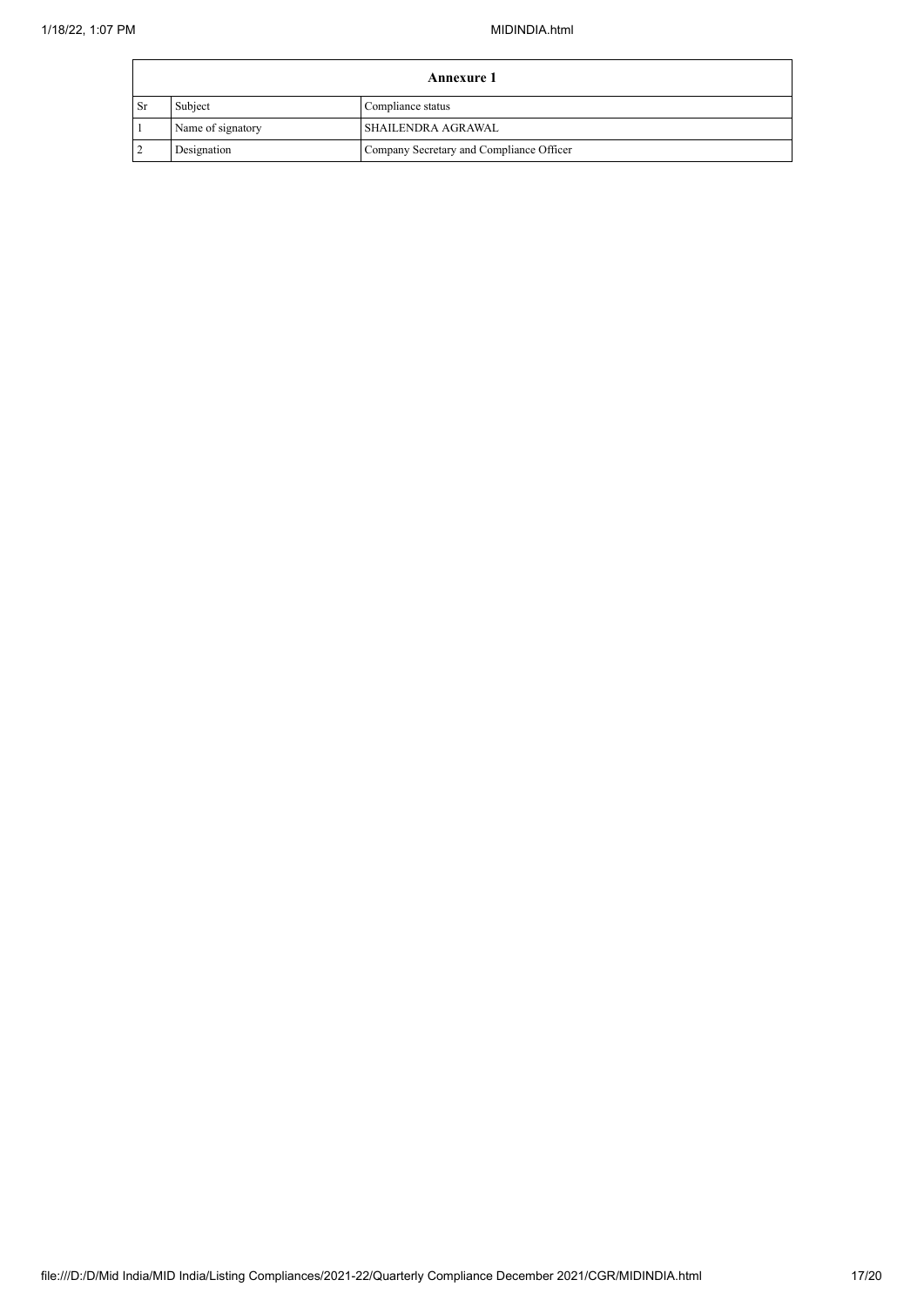| Annexure 1 | | |
|---|---|---|
| Sr | Subject | Compliance status |
| 1 | Name of signatory | SHAILENDRA AGRAWAL |
| 2 | Designation | Company Secretary and Compliance Officer |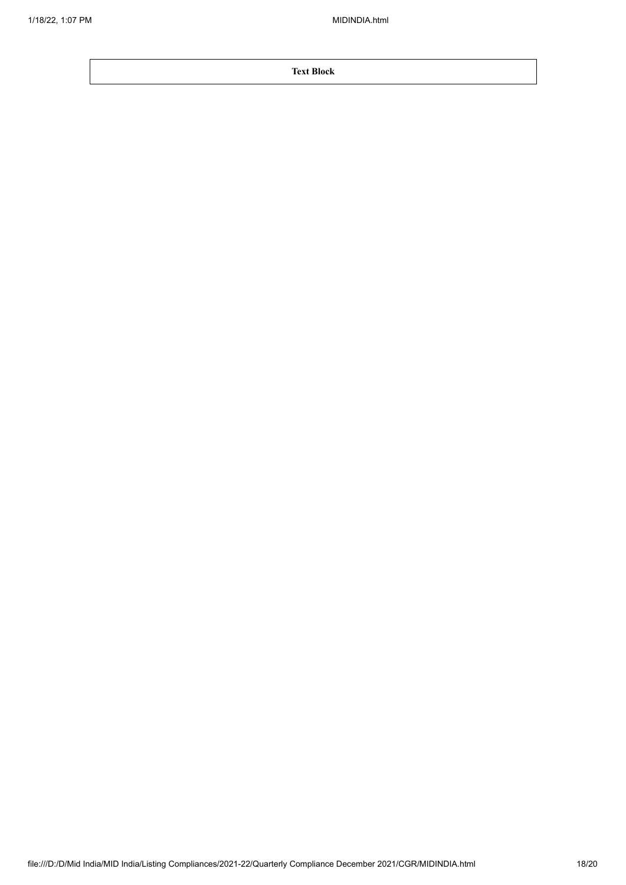| **Text Block** |
| --- |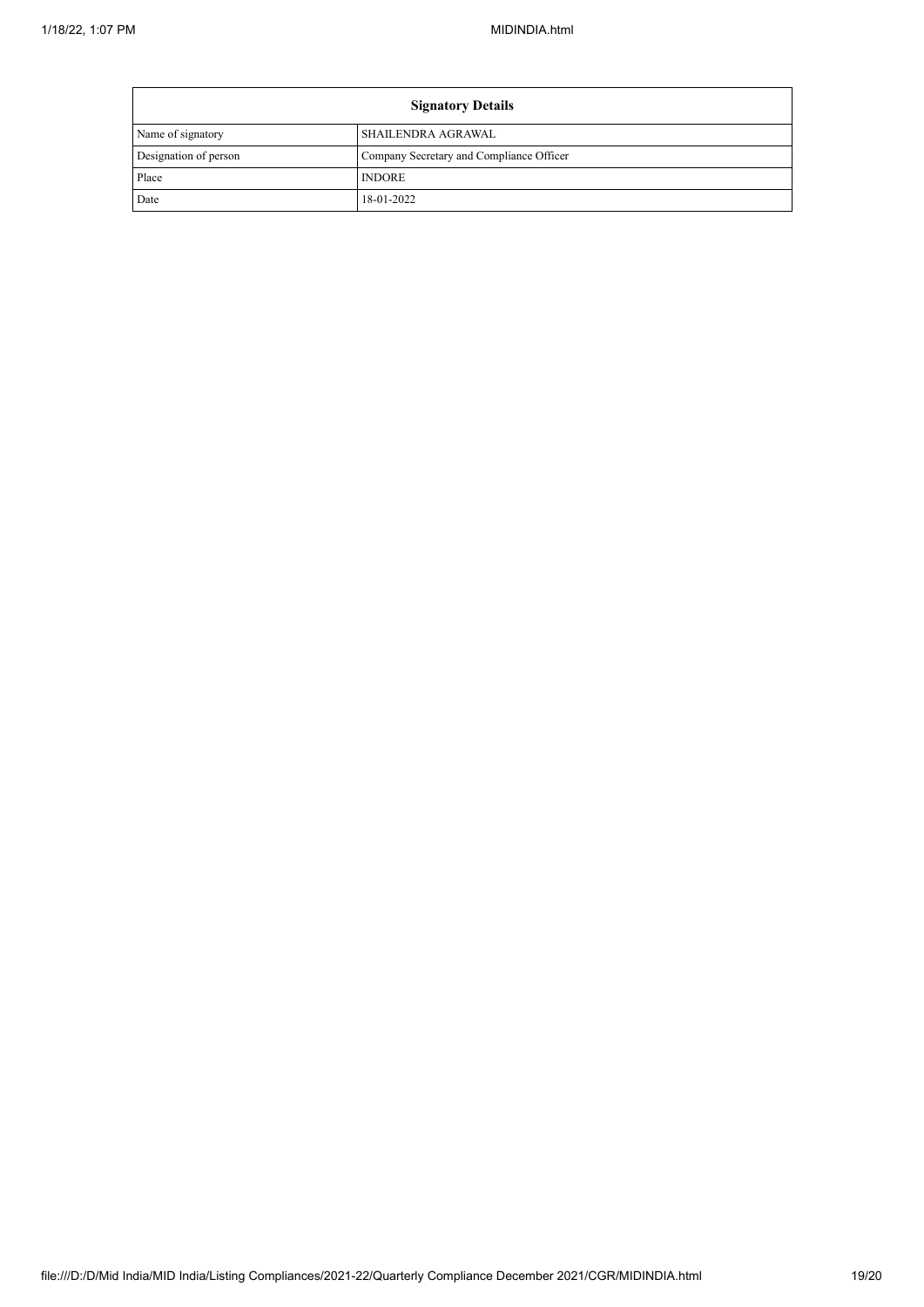| Signatory Details | |
|---|---|
| Name of signatory | SHAILENDRA AGRAWAL |
| Designation of person | Company Secretary and Compliance Officer |
| Place | INDORE |
| Date | 18-01-2022 |